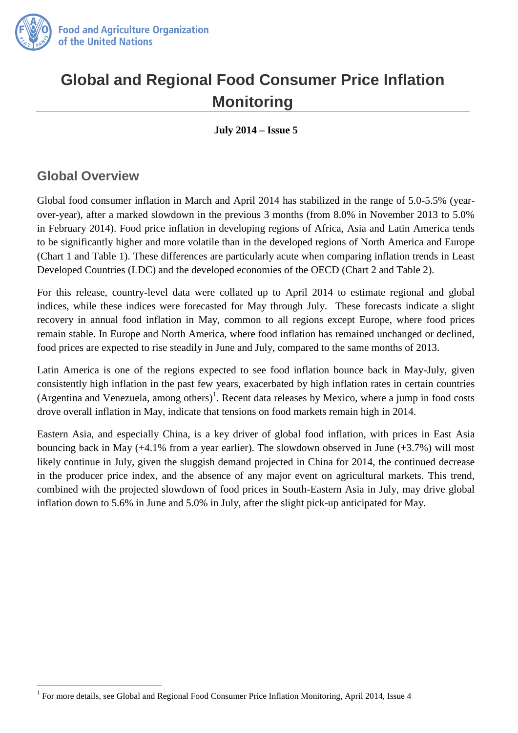Food and Agriculture Organization of the United Nations

# Global and Regional Food Consumer Price Inflation Monitoring

**July 2014 – Issue 5**

## Global Overview

Global food consumer inflation in March and April 2014 has stabilized in the range of 5.0-5.5% (year-over-year), after a marked slowdown in the previous 3 months (from 8.0% in November 2013 to 5.0% in February 2014). Food price inflation in developing regions of Africa, Asia and Latin America tends to be significantly higher and more volatile than in the developed regions of North America and Europe (Chart 1 and Table 1). These differences are particularly acute when comparing inflation trends in Least Developed Countries (LDC) and the developed economies of the OECD (Chart 2 and Table 2).

For this release, country-level data were collated up to April 2014 to estimate regional and global indices, while these indices were forecasted for May through July. These forecasts indicate a slight recovery in annual food inflation in May, common to all regions except Europe, where food prices remain stable. In Europe and North America, where food inflation has remained unchanged or declined, food prices are expected to rise steadily in June and July, compared to the same months of 2013.

Latin America is one of the regions expected to see food inflation bounce back in May-July, given consistently high inflation in the past few years, exacerbated by high inflation rates in certain countries (Argentina and Venezuela, among others)[1]. Recent data releases by Mexico, where a jump in food costs drove overall inflation in May, indicate that tensions on food markets remain high in 2014.

Eastern Asia, and especially China, is a key driver of global food inflation, with prices in East Asia bouncing back in May (+4.1% from a year earlier). The slowdown observed in June (+3.7%) will most likely continue in July, given the sluggish demand projected in China for 2014, the continued decrease in the producer price index, and the absence of any major event on agricultural markets. This trend, combined with the projected slowdown of food prices in South-Eastern Asia in July, may drive global inflation down to 5.6% in June and 5.0% in July, after the slight pick-up anticipated for May.

---

[1] For more details, see Global and Regional Food Consumer Price Inflation Monitoring, April 2014, Issue 4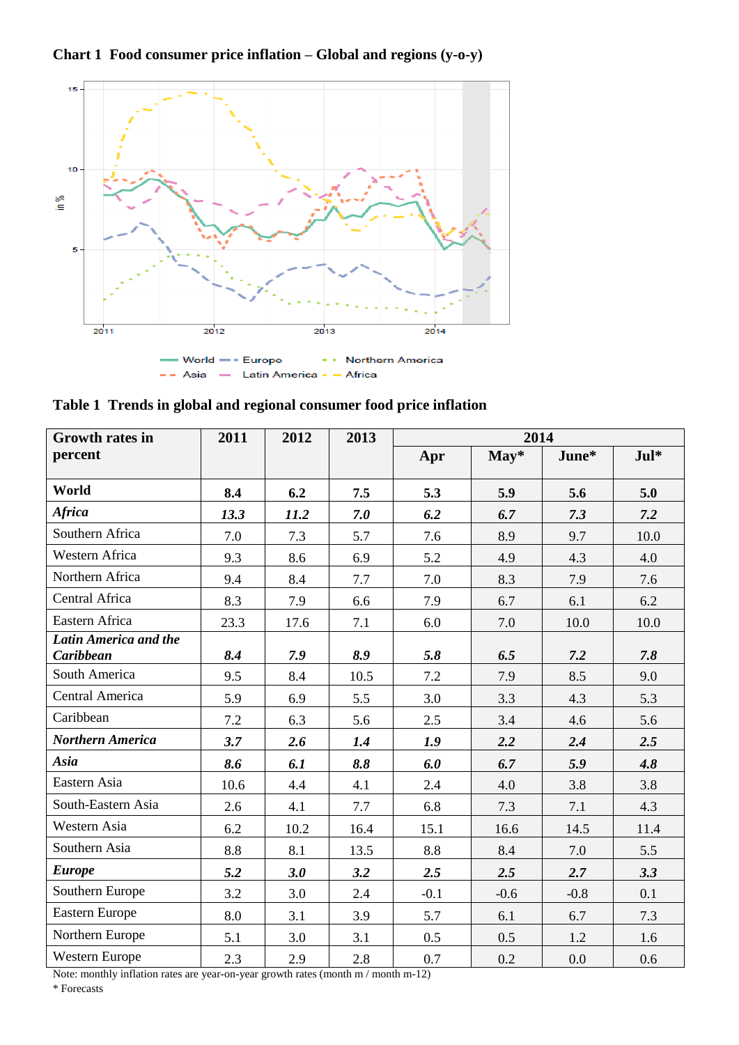**Chart 1 Food consumer price inflation – Global and regions (y-o-y)**

**Table 1 Trends in global and regional consumer food price inflation**

| Growth rates in percent | 2011 | 2012 | 2013 | 2014 | | | |
|---|---|---|---|---|---|---|---|
| | | | | Apr | May* | June* | Jul* |
| **World** | **8.4** | **6.2** | **7.5** | **5.3** | **5.9** | **5.6** | **5.0** |
| ***Africa*** | ***13.3*** | ***11.2*** | ***7.0*** | ***6.2*** | ***6.7*** | ***7.3*** | ***7.2*** |
| Southern Africa | 7.0 | 7.3 | 5.7 | 7.6 | 8.9 | 9.7 | 10.0 |
| Western Africa | 9.3 | 8.6 | 6.9 | 5.2 | 4.9 | 4.3 | 4.0 |
| Northern Africa | 9.4 | 8.4 | 7.7 | 7.0 | 8.3 | 7.9 | 7.6 |
| Central Africa | 8.3 | 7.9 | 6.6 | 7.9 | 6.7 | 6.1 | 6.2 |
| Eastern Africa | 23.3 | 17.6 | 7.1 | 6.0 | 7.0 | 10.0 | 10.0 |
| ***Latin America and the Caribbean*** | ***8.4*** | ***7.9*** | ***8.9*** | ***5.8*** | ***6.5*** | ***7.2*** | ***7.8*** |
| South America | 9.5 | 8.4 | 10.5 | 7.2 | 7.9 | 8.5 | 9.0 |
| Central America | 5.9 | 6.9 | 5.5 | 3.0 | 3.3 | 4.3 | 5.3 |
| Caribbean | 7.2 | 6.3 | 5.6 | 2.5 | 3.4 | 4.6 | 5.6 |
| ***Northern America*** | ***3.7*** | ***2.6*** | ***1.4*** | ***1.9*** | ***2.2*** | ***2.4*** | ***2.5*** |
| ***Asia*** | ***8.6*** | ***6.1*** | ***8.8*** | ***6.0*** | ***6.7*** | ***5.9*** | ***4.8*** |
| Eastern Asia | 10.6 | 4.4 | 4.1 | 2.4 | 4.0 | 3.8 | 3.8 |
| South-Eastern Asia | 2.6 | 4.1 | 7.7 | 6.8 | 7.3 | 7.1 | 4.3 |
| Western Asia | 6.2 | 10.2 | 16.4 | 15.1 | 16.6 | 14.5 | 11.4 |
| Southern Asia | 8.8 | 8.1 | 13.5 | 8.8 | 8.4 | 7.0 | 5.5 |
| ***Europe*** | ***5.2*** | ***3.0*** | ***3.2*** | ***2.5*** | ***2.5*** | ***2.7*** | ***3.3*** |
| Southern Europe | 3.2 | 3.0 | 2.4 | -0.1 | -0.6 | -0.8 | 0.1 |
| Eastern Europe | 8.0 | 3.1 | 3.9 | 5.7 | 6.1 | 6.7 | 7.3 |
| Northern Europe | 5.1 | 3.0 | 3.1 | 0.5 | 0.5 | 1.2 | 1.6 |
| Western Europe | 2.3 | 2.9 | 2.8 | 0.7 | 0.2 | 0.0 | 0.6 |

Note: monthly inflation rates are year-on-year growth rates (month m / month m-12)

\* Forecasts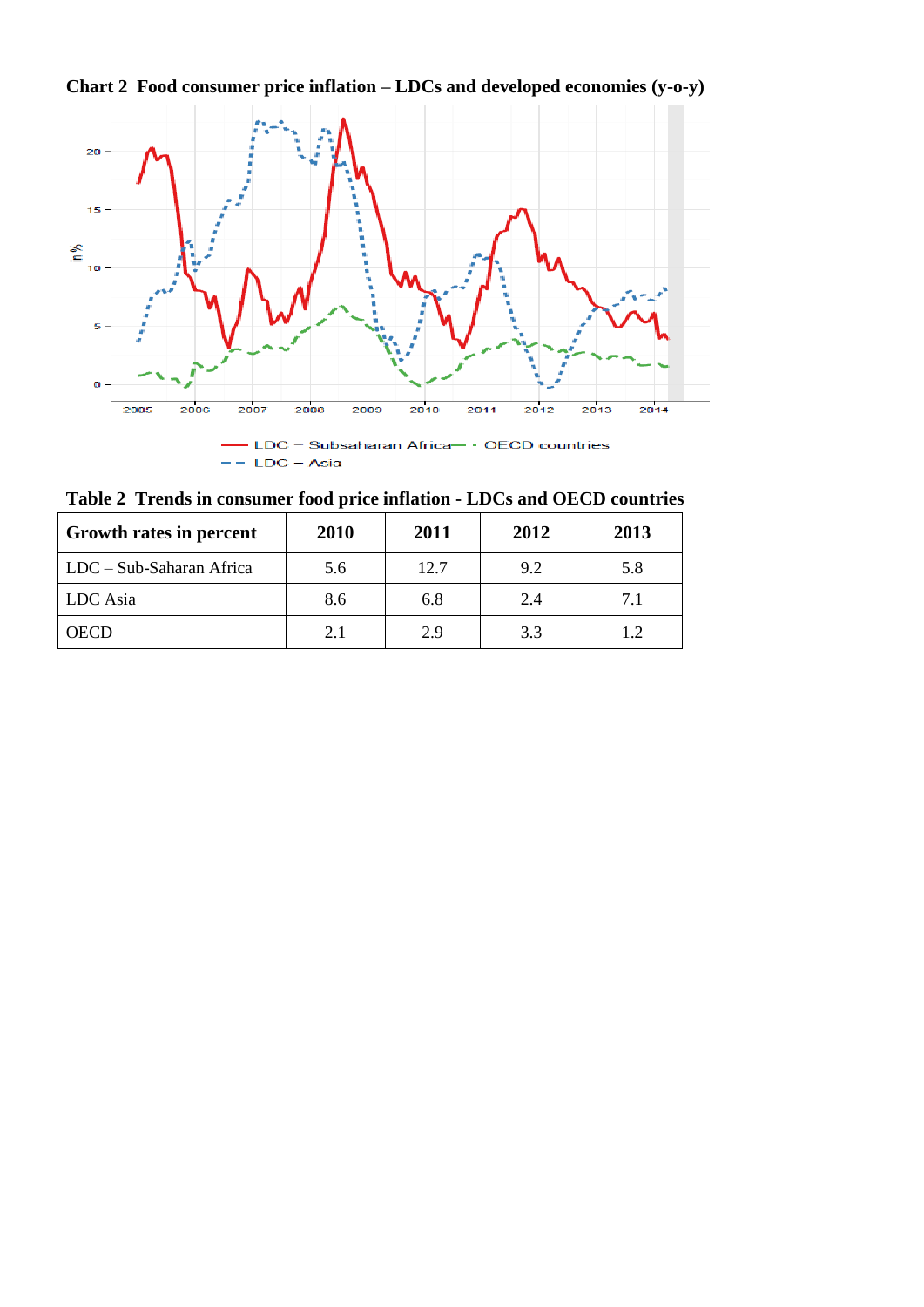**Chart 2 Food consumer price inflation – LDCs and developed economies (y-o-y)**

**Table 2 Trends in consumer food price inflation - LDCs and OECD countries**

| Growth rates in percent | 2010 | 2011 | 2012 | 2013 |
|---|---|---|---|---|
| LDC – Sub-Saharan Africa | 5.6 | 12.7 | 9.2 | 5.8 |
| LDC Asia | 8.6 | 6.8 | 2.4 | 7.1 |
| OECD | 2.1 | 2.9 | 3.3 | 1.2 |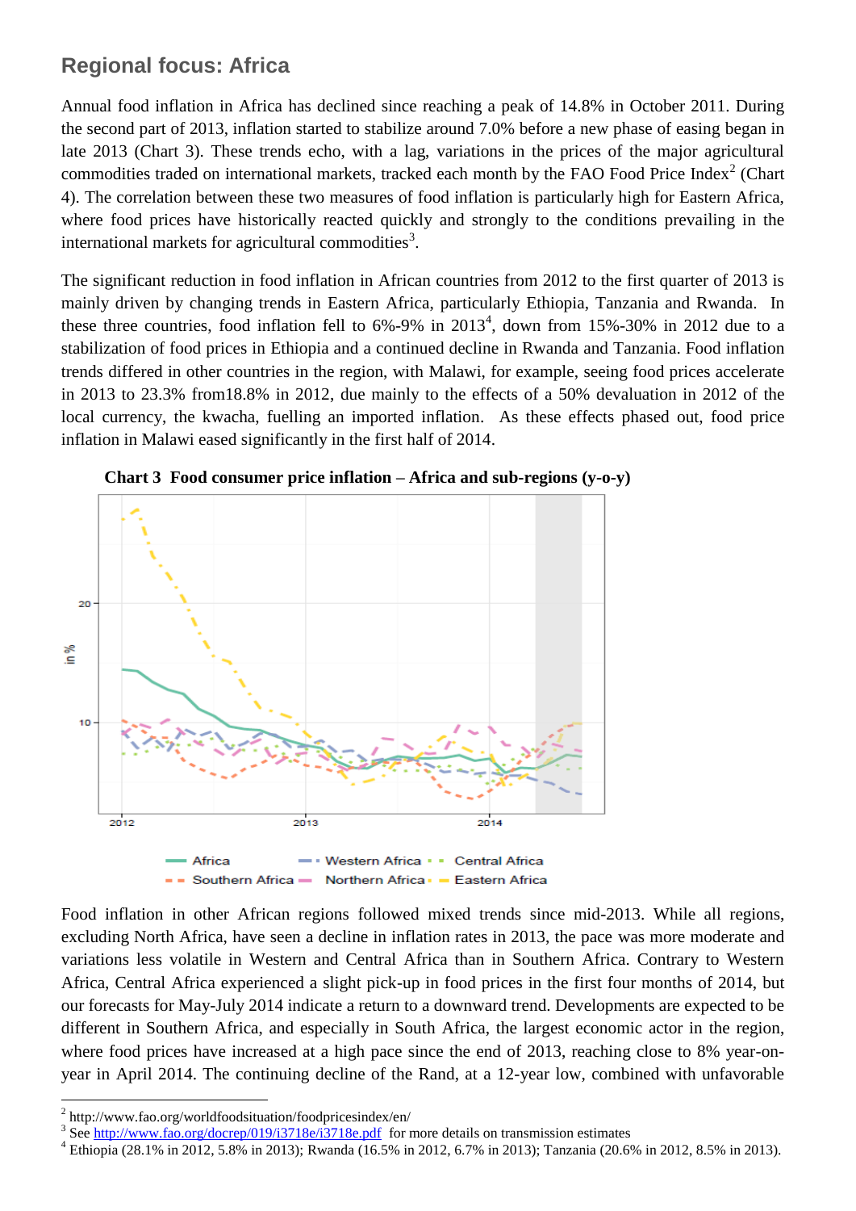## Regional focus: Africa

Annual food inflation in Africa has declined since reaching a peak of 14.8% in October 2011. During the second part of 2013, inflation started to stabilize around 7.0% before a new phase of easing began in late 2013 (Chart 3). These trends echo, with a lag, variations in the prices of the major agricultural commodities traded on international markets, tracked each month by the FAO Food Price Index[2] (Chart 4). The correlation between these two measures of food inflation is particularly high for Eastern Africa, where food prices have historically reacted quickly and strongly to the conditions prevailing in the international markets for agricultural commodities[3].

The significant reduction in food inflation in African countries from 2012 to the first quarter of 2013 is mainly driven by changing trends in Eastern Africa, particularly Ethiopia, Tanzania and Rwanda. In these three countries, food inflation fell to 6%-9% in 2013[4], down from 15%-30% in 2012 due to a stabilization of food prices in Ethiopia and a continued decline in Rwanda and Tanzania. Food inflation trends differed in other countries in the region, with Malawi, for example, seeing food prices accelerate in 2013 to 23.3% from18.8% in 2012, due mainly to the effects of a 50% devaluation in 2012 of the local currency, the kwacha, fuelling an imported inflation. As these effects phased out, food price inflation in Malawi eased significantly in the first half of 2014.

**Chart 3 Food consumer price inflation – Africa and sub-regions (y-o-y)**

Food inflation in other African regions followed mixed trends since mid-2013. While all regions, excluding North Africa, have seen a decline in inflation rates in 2013, the pace was more moderate and variations less volatile in Western and Central Africa than in Southern Africa. Contrary to Western Africa, Central Africa experienced a slight pick-up in food prices in the first four months of 2014, but our forecasts for May-July 2014 indicate a return to a downward trend. Developments are expected to be different in Southern Africa, and especially in South Africa, the largest economic actor in the region, where food prices have increased at a high pace since the end of 2013, reaching close to 8% year-on-year in April 2014. The continuing decline of the Rand, at a 12-year low, combined with unfavorable

---

[2] http://www.fao.org/worldfoodsituation/foodpricesindex/en/

[3] See http://www.fao.org/docrep/019/i3718e/i3718e.pdf for more details on transmission estimates

[4] Ethiopia (28.1% in 2012, 5.8% in 2013); Rwanda (16.5% in 2012, 6.7% in 2013); Tanzania (20.6% in 2012, 8.5% in 2013).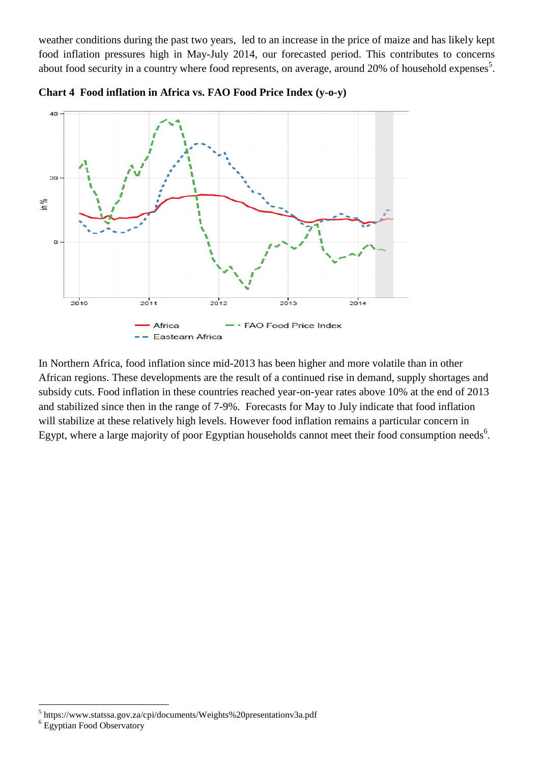weather conditions during the past two years, led to an increase in the price of maize and has likely kept food inflation pressures high in May-July 2014, our forecasted period. This contributes to concerns about food security in a country where food represents, on average, around 20% of household expenses[5].

**Chart 4 Food inflation in Africa vs. FAO Food Price Index (y-o-y)**

In Northern Africa, food inflation since mid-2013 has been higher and more volatile than in other African regions. These developments are the result of a continued rise in demand, supply shortages and subsidy cuts. Food inflation in these countries reached year-on-year rates above 10% at the end of 2013 and stabilized since then in the range of 7-9%. Forecasts for May to July indicate that food inflation will stabilize at these relatively high levels. However food inflation remains a particular concern in Egypt, where a large majority of poor Egyptian households cannot meet their food consumption needs[6].

---

[5] https://www.statssa.gov.za/cpi/documents/Weights%20presentationv3a.pdf
[6] Egyptian Food Observatory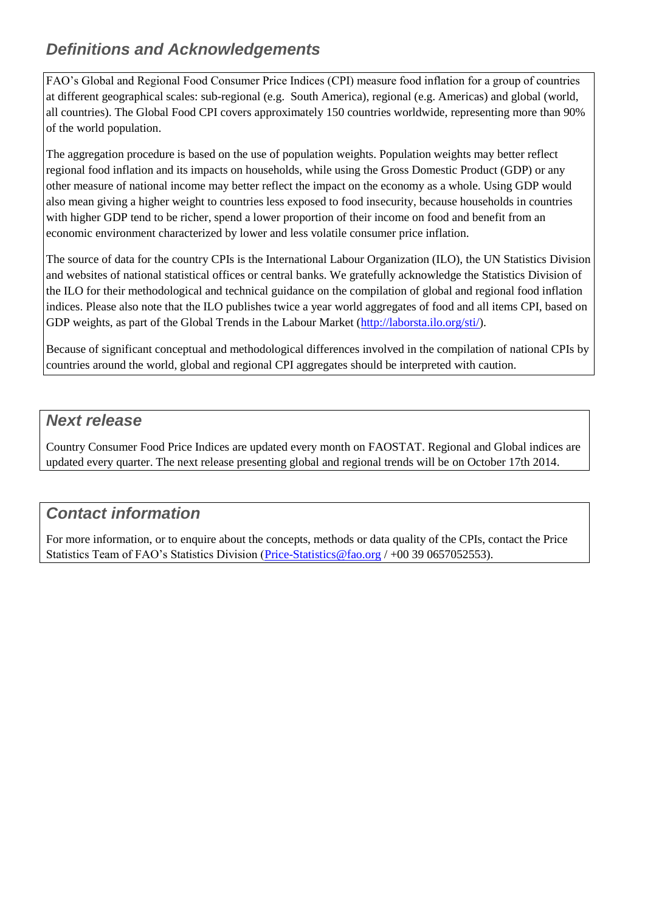## *Definitions and Acknowledgements*

FAO's Global and Regional Food Consumer Price Indices (CPI) measure food inflation for a group of countries at different geographical scales: sub-regional (e.g. South America), regional (e.g. Americas) and global (world, all countries). The Global Food CPI covers approximately 150 countries worldwide, representing more than 90% of the world population.

The aggregation procedure is based on the use of population weights. Population weights may better reflect regional food inflation and its impacts on households, while using the Gross Domestic Product (GDP) or any other measure of national income may better reflect the impact on the economy as a whole. Using GDP would also mean giving a higher weight to countries less exposed to food insecurity, because households in countries with higher GDP tend to be richer, spend a lower proportion of their income on food and benefit from an economic environment characterized by lower and less volatile consumer price inflation.

The source of data for the country CPIs is the International Labour Organization (ILO), the UN Statistics Division and websites of national statistical offices or central banks. We gratefully acknowledge the Statistics Division of the ILO for their methodological and technical guidance on the compilation of global and regional food inflation indices. Please also note that the ILO publishes twice a year world aggregates of food and all items CPI, based on GDP weights, as part of the Global Trends in the Labour Market (http://laborsta.ilo.org/sti/).

Because of significant conceptual and methodological differences involved in the compilation of national CPIs by countries around the world, global and regional CPI aggregates should be interpreted with caution.

## *Next release*

Country Consumer Food Price Indices are updated every month on FAOSTAT. Regional and Global indices are updated every quarter. The next release presenting global and regional trends will be on October 17th 2014.

## *Contact information*

For more information, or to enquire about the concepts, methods or data quality of the CPIs, contact the Price Statistics Team of FAO's Statistics Division (Price-Statistics@fao.org / +00 39 0657052553).